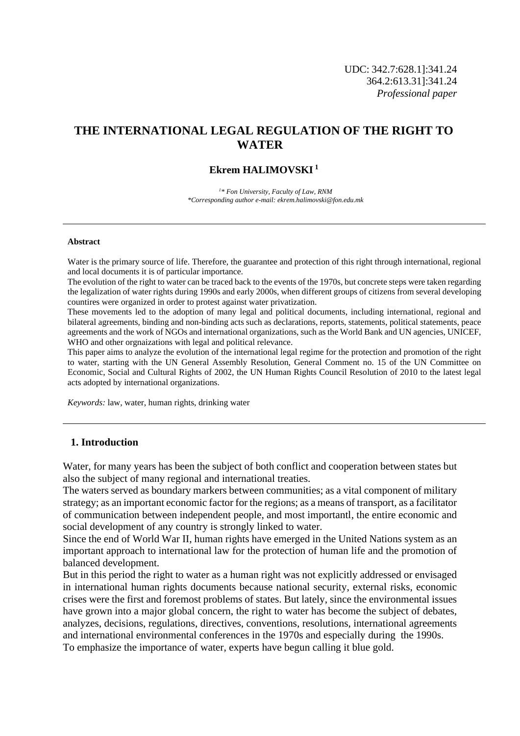UDC: 342.7:628.1]:341.24
364.2:613.31]:341.24
*Professional paper*

# THE INTERNATIONAL LEGAL REGULATION OF THE RIGHT TO WATER

**Ekrem HALIMOVSKI [1]**

*[1]\* Fon University, Faculty of Law, RNM*
*\*Corresponding author e-mail: ekrem.halimovski@fon.edu.mk*

---

**Abstract**

Water is the primary source of life. Therefore, the guarantee and protection of this right through international, regional and local documents it is of particular importance.

The evolution of the right to water can be traced back to the events of the 1970s, but concrete steps were taken regarding the legalization of water rights during 1990s and early 2000s, when different groups of citizens from several developing countires were organized in order to protest against water privatization.

These movements led to the adoption of many legal and political documents, including international, regional and bilateral agreements, binding and non-binding acts such as declarations, reports, statements, political statements, peace agreements and the work of NGOs and international organizations, such as the World Bank and UN agencies, UNICEF, WHO and other orgnaizations with legal and political relevance.

This paper aims to analyze the evolution of the international legal regime for the protection and promotion of the right to water, starting with the UN General Assembly Resolution, General Comment no. 15 of the UN Committee on Economic, Social and Cultural Rights of 2002, the UN Human Rights Council Resolution of 2010 to the latest legal acts adopted by international organizations.

*Keywords:* law, water, human rights, drinking water

---

## 1. Introduction

Water, for many years has been the subject of both conflict and cooperation between states but also the subject of many regional and international treaties.

The waters served as boundary markers between communities; as a vital component of military strategy; as an important economic factor for the regions; as a means of transport, as a facilitator of communication between independent people, and most importantl, the entire economic and social development of any country is strongly linked to water.

Since the end of World War II, human rights have emerged in the United Nations system as an important approach to international law for the protection of human life and the promotion of balanced development.

But in this period the right to water as a human right was not explicitly addressed or envisaged in international human rights documents because national security, external risks, economic crises were the first and foremost problems of states. But lately, since the environmental issues have grown into a major global concern, the right to water has become the subject of debates, analyzes, decisions, regulations, directives, conventions, resolutions, international agreements and international environmental conferences in the 1970s and especially during the 1990s.

To emphasize the importance of water, experts have begun calling it blue gold.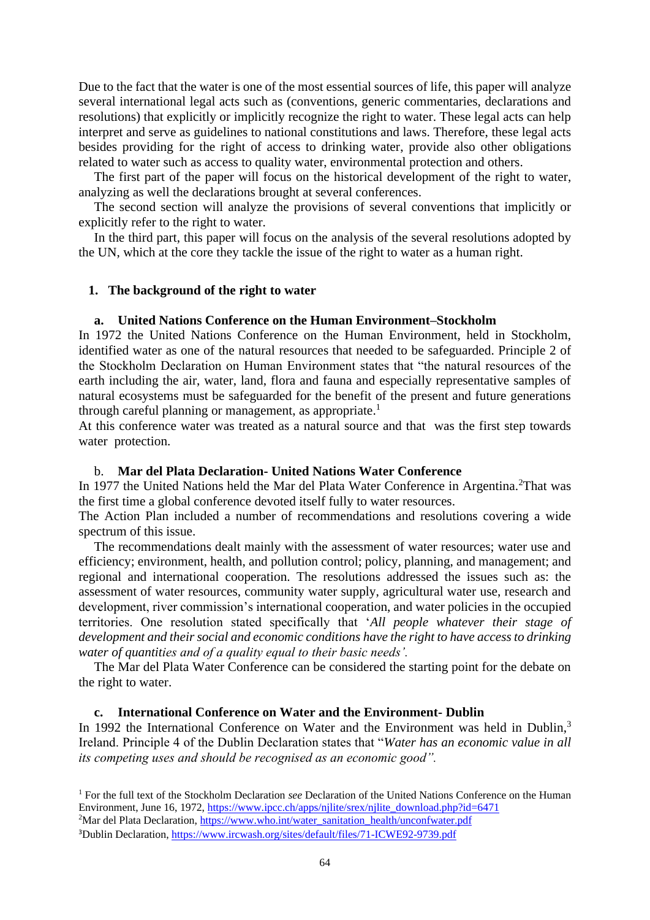Due to the fact that the water is one of the most essential sources of life, this paper will analyze several international legal acts such as (conventions, generic commentaries, declarations and resolutions) that explicitly or implicitly recognize the right to water. These legal acts can help interpret and serve as guidelines to national constitutions and laws. Therefore, these legal acts besides providing for the right of access to drinking water, provide also other obligations related to water such as access to quality water, environmental protection and others.

The first part of the paper will focus on the historical development of the right to water, analyzing as well the declarations brought at several conferences.

The second section will analyze the provisions of several conventions that implicitly or explicitly refer to the right to water.

In the third part, this paper will focus on the analysis of the several resolutions adopted by the UN, which at the core they tackle the issue of the right to water as a human right.

## 1. The background of the right to water

### a. United Nations Conference on the Human Environment–Stockholm

In 1972 the United Nations Conference on the Human Environment, held in Stockholm, identified water as one of the natural resources that needed to be safeguarded. Principle 2 of the Stockholm Declaration on Human Environment states that "the natural resources of the earth including the air, water, land, flora and fauna and especially representative samples of natural ecosystems must be safeguarded for the benefit of the present and future generations through careful planning or management, as appropriate.[1]

At this conference water was treated as a natural source and that was the first step towards water protection.

### b. Mar del Plata Declaration- United Nations Water Conference

In 1977 the United Nations held the Mar del Plata Water Conference in Argentina.[2]That was the first time a global conference devoted itself fully to water resources.

The Action Plan included a number of recommendations and resolutions covering a wide spectrum of this issue.

The recommendations dealt mainly with the assessment of water resources; water use and efficiency; environment, health, and pollution control; policy, planning, and management; and regional and international cooperation. The resolutions addressed the issues such as: the assessment of water resources, community water supply, agricultural water use, research and development, river commission's international cooperation, and water policies in the occupied territories. One resolution stated specifically that '*All people whatever their stage of development and their social and economic conditions have the right to have access to drinking water of quantities and of a quality equal to their basic needs'.*

The Mar del Plata Water Conference can be considered the starting point for the debate on the right to water.

### c. International Conference on Water and the Environment- Dublin

In 1992 the International Conference on Water and the Environment was held in Dublin,[3] Ireland. Principle 4 of the Dublin Declaration states that "*Water has an economic value in all its competing uses and should be recognised as an economic good".*

---

[1] For the full text of the Stockholm Declaration *see* Declaration of the United Nations Conference on the Human Environment, June 16, 1972, https://www.ipcc.ch/apps/njlite/srex/njlite_download.php?id=6471

[2]Mar del Plata Declaration, https://www.who.int/water_sanitation_health/unconfwater.pdf

[3]Dublin Declaration, https://www.ircwash.org/sites/default/files/71-ICWE92-9739.pdf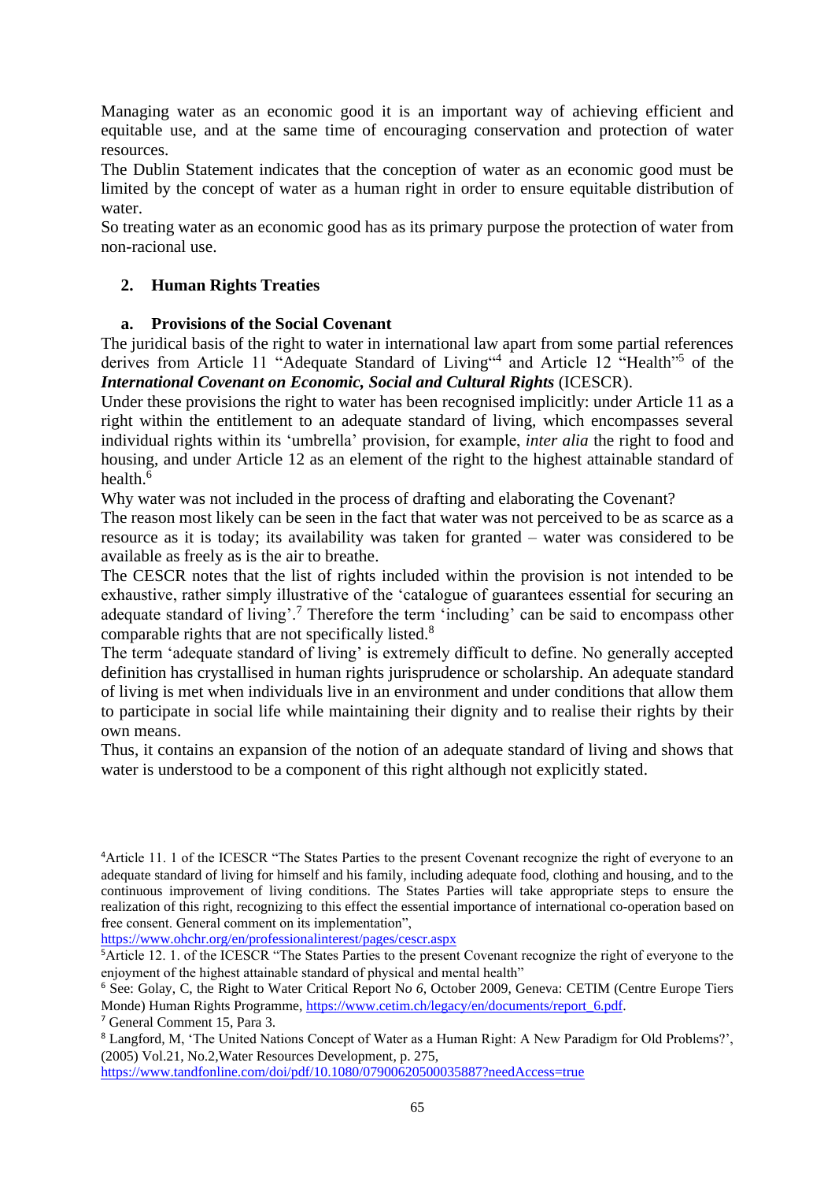Managing water as an economic good it is an important way of achieving efficient and equitable use, and at the same time of encouraging conservation and protection of water resources.

The Dublin Statement indicates that the conception of water as an economic good must be limited by the concept of water as a human right in order to ensure equitable distribution of water.

So treating water as an economic good has as its primary purpose the protection of water from non-racional use.

## 2. Human Rights Treaties

### a. Provisions of the Social Covenant

The juridical basis of the right to water in international law apart from some partial references derives from Article 11 "Adequate Standard of Living"[4] and Article 12 "Health"[5] of the ***International Covenant on Economic, Social and Cultural Rights*** (ICESCR).

Under these provisions the right to water has been recognised implicitly: under Article 11 as a right within the entitlement to an adequate standard of living, which encompasses several individual rights within its 'umbrella' provision, for example, *inter alia* the right to food and housing, and under Article 12 as an element of the right to the highest attainable standard of health.[6]

Why water was not included in the process of drafting and elaborating the Covenant?

The reason most likely can be seen in the fact that water was not perceived to be as scarce as a resource as it is today; its availability was taken for granted – water was considered to be available as freely as is the air to breathe.

The CESCR notes that the list of rights included within the provision is not intended to be exhaustive, rather simply illustrative of the 'catalogue of guarantees essential for securing an adequate standard of living'.[7] Therefore the term 'including' can be said to encompass other comparable rights that are not specifically listed.[8]

The term 'adequate standard of living' is extremely difficult to define. No generally accepted definition has crystallised in human rights jurisprudence or scholarship. An adequate standard of living is met when individuals live in an environment and under conditions that allow them to participate in social life while maintaining their dignity and to realise their rights by their own means.

Thus, it contains an expansion of the notion of an adequate standard of living and shows that water is understood to be a component of this right although not explicitly stated.

---

[4] Article 11. 1 of the ICESCR "The States Parties to the present Covenant recognize the right of everyone to an adequate standard of living for himself and his family, including adequate food, clothing and housing, and to the continuous improvement of living conditions. The States Parties will take appropriate steps to ensure the realization of this right, recognizing to this effect the essential importance of international co-operation based on free consent. General comment on its implementation", https://www.ohchr.org/en/professionalinterest/pages/cescr.aspx

[5] Article 12. 1. of the ICESCR "The States Parties to the present Covenant recognize the right of everyone to the enjoyment of the highest attainable standard of physical and mental health"

[6] See: Golay, C, the Right to Water Critical Report N*o 6*, October 2009, Geneva: CETIM (Centre Europe Tiers Monde) Human Rights Programme, https://www.cetim.ch/legacy/en/documents/report_6.pdf.

[7] General Comment 15, Para 3.

[8] Langford, M, 'The United Nations Concept of Water as a Human Right: A New Paradigm for Old Problems?', (2005) Vol.21, No.2,Water Resources Development, p. 275, https://www.tandfonline.com/doi/pdf/10.1080/07900620500035887?needAccess=true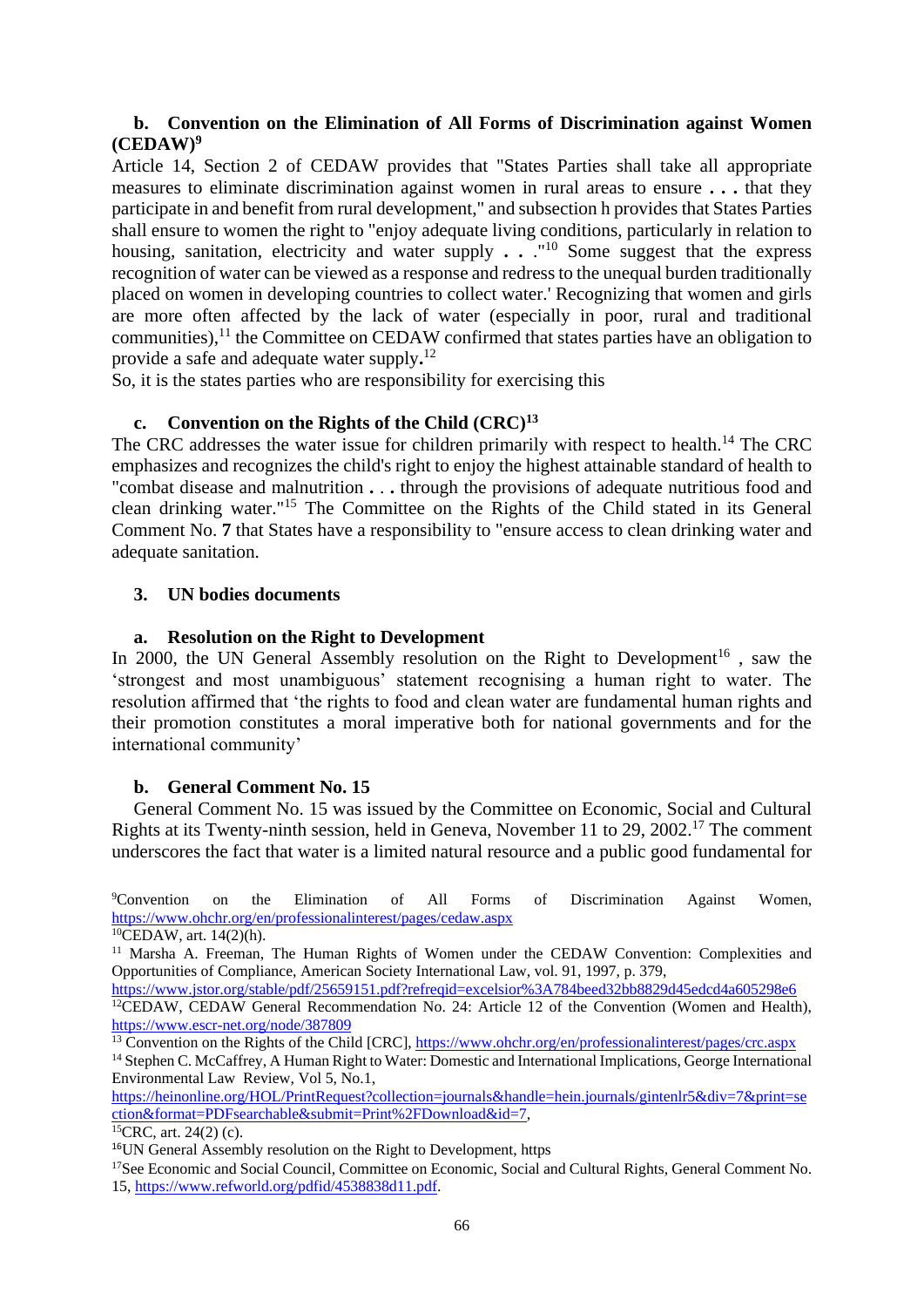### b. Convention on the Elimination of All Forms of Discrimination against Women (CEDAW)[9]

Article 14, Section 2 of CEDAW provides that "States Parties shall take all appropriate measures to eliminate discrimination against women in rural areas to ensure **. . .** that they participate in and benefit from rural development," and subsection h provides that States Parties shall ensure to women the right to "enjoy adequate living conditions, particularly in relation to housing, sanitation, electricity and water supply **. .** ."[10] Some suggest that the express recognition of water can be viewed as a response and redress to the unequal burden traditionally placed on women in developing countries to collect water.' Recognizing that women and girls are more often affected by the lack of water (especially in poor, rural and traditional communities),[11] the Committee on CEDAW confirmed that states parties have an obligation to provide a safe and adequate water supply**.**[12]

So, it is the states parties who are responsibility for exercising this

### c. Convention on the Rights of the Child (CRC)[13]

The CRC addresses the water issue for children primarily with respect to health.[14] The CRC emphasizes and recognizes the child's right to enjoy the highest attainable standard of health to "combat disease and malnutrition **. . .** through the provisions of adequate nutritious food and clean drinking water."[15] The Committee on the Rights of the Child stated in its General Comment No. **7** that States have a responsibility to "ensure access to clean drinking water and adequate sanitation.

## 3. UN bodies documents

### a. Resolution on the Right to Development

In 2000, the UN General Assembly resolution on the Right to Development[16] , saw the 'strongest and most unambiguous' statement recognising a human right to water. The resolution affirmed that 'the rights to food and clean water are fundamental human rights and their promotion constitutes a moral imperative both for national governments and for the international community'

### b. General Comment No. 15

General Comment No. 15 was issued by the Committee on Economic, Social and Cultural Rights at its Twenty-ninth session, held in Geneva, November 11 to 29, 2002.[17] The comment underscores the fact that water is a limited natural resource and a public good fundamental for

---

[9]Convention on the Elimination of All Forms of Discrimination Against Women, https://www.ohchr.org/en/professionalinterest/pages/cedaw.aspx

[10]CEDAW, art. 14(2)(h).

[11] Marsha A. Freeman, The Human Rights of Women under the CEDAW Convention: Complexities and Opportunities of Compliance, American Society International Law, vol. 91, 1997, p. 379, https://www.jstor.org/stable/pdf/25659151.pdf?refreqid=excelsior%3A784beed32bb8829d45edcd4a605298e6

[12]CEDAW, CEDAW General Recommendation No. 24: Article 12 of the Convention (Women and Health), https://www.escr-net.org/node/387809

[13] Convention on the Rights of the Child [CRC], https://www.ohchr.org/en/professionalinterest/pages/crc.aspx

[14] Stephen C. McCaffrey, A Human Right to Water: Domestic and International Implications, George International Environmental Law Review, Vol 5, No.1, https://heinonline.org/HOL/PrintRequest?collection=journals&handle=hein.journals/gintenlr5&div=7&print=section&format=PDFsearchable&submit=Print%2FDownload&id=7,

[15]CRC, art. 24(2) (c).

[16]UN General Assembly resolution on the Right to Development, https

[17]See Economic and Social Council, Committee on Economic, Social and Cultural Rights, General Comment No. 15, https://www.refworld.org/pdfid/4538838d11.pdf.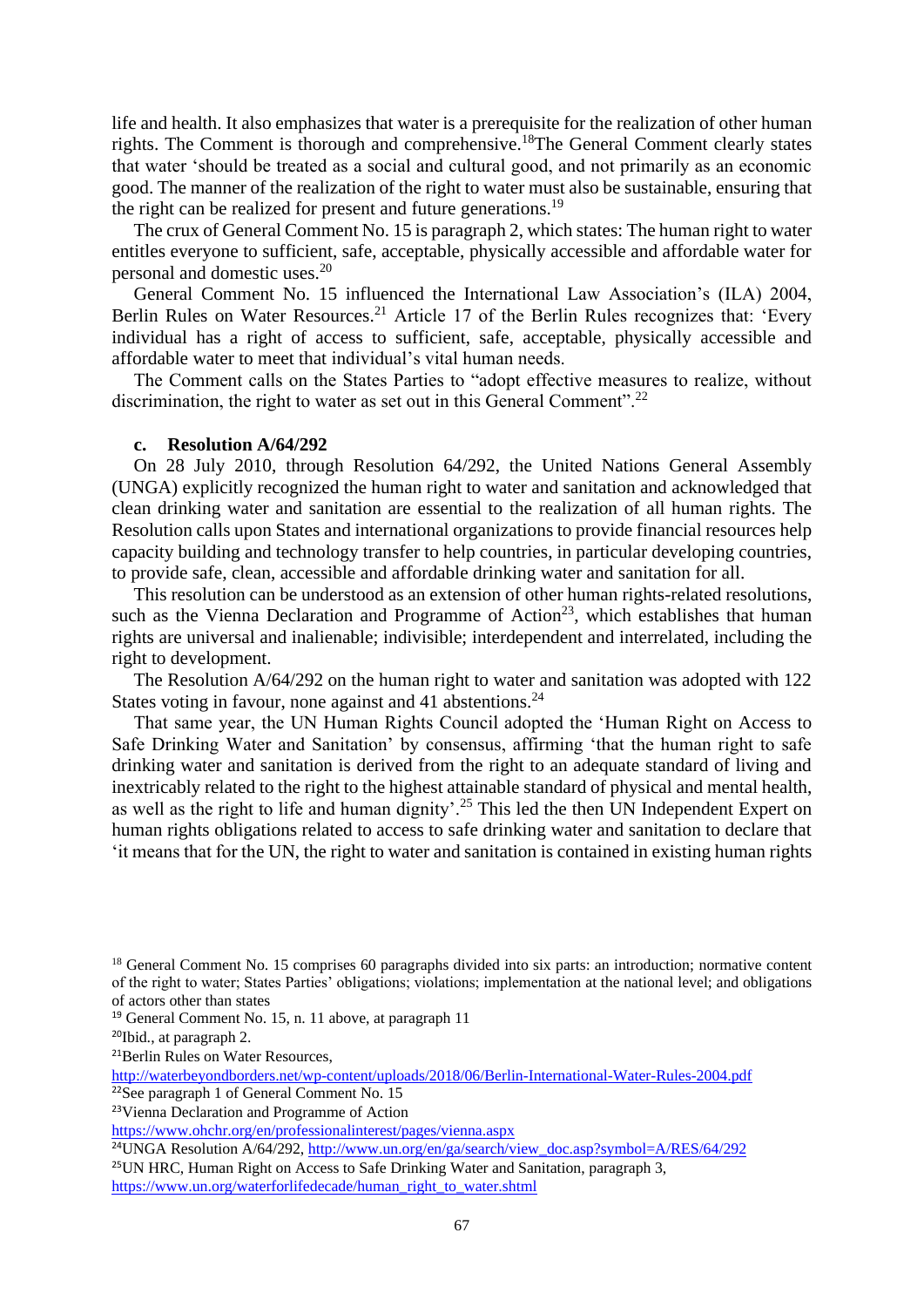life and health. It also emphasizes that water is a prerequisite for the realization of other human rights. The Comment is thorough and comprehensive.[18]The General Comment clearly states that water 'should be treated as a social and cultural good, and not primarily as an economic good. The manner of the realization of the right to water must also be sustainable, ensuring that the right can be realized for present and future generations.[19]

The crux of General Comment No. 15 is paragraph 2, which states: The human right to water entitles everyone to sufficient, safe, acceptable, physically accessible and affordable water for personal and domestic uses.[20]

General Comment No. 15 influenced the International Law Association's (ILA) 2004, Berlin Rules on Water Resources.[21] Article 17 of the Berlin Rules recognizes that: 'Every individual has a right of access to sufficient, safe, acceptable, physically accessible and affordable water to meet that individual's vital human needs.

The Comment calls on the States Parties to "adopt effective measures to realize, without discrimination, the right to water as set out in this General Comment".[22]

### c. Resolution A/64/292

On 28 July 2010, through Resolution 64/292, the United Nations General Assembly (UNGA) explicitly recognized the human right to water and sanitation and acknowledged that clean drinking water and sanitation are essential to the realization of all human rights. The Resolution calls upon States and international organizations to provide financial resources help capacity building and technology transfer to help countries, in particular developing countries, to provide safe, clean, accessible and affordable drinking water and sanitation for all.

This resolution can be understood as an extension of other human rights-related resolutions, such as the Vienna Declaration and Programme of Action[23], which establishes that human rights are universal and inalienable; indivisible; interdependent and interrelated, including the right to development.

The Resolution A/64/292 on the human right to water and sanitation was adopted with 122 States voting in favour, none against and 41 abstentions.[24]

That same year, the UN Human Rights Council adopted the 'Human Right on Access to Safe Drinking Water and Sanitation' by consensus, affirming 'that the human right to safe drinking water and sanitation is derived from the right to an adequate standard of living and inextricably related to the right to the highest attainable standard of physical and mental health, as well as the right to life and human dignity'.[25] This led the then UN Independent Expert on human rights obligations related to access to safe drinking water and sanitation to declare that 'it means that for the UN, the right to water and sanitation is contained in existing human rights

---

[18] General Comment No. 15 comprises 60 paragraphs divided into six parts: an introduction; normative content of the right to water; States Parties' obligations; violations; implementation at the national level; and obligations of actors other than states

[19] General Comment No. 15, n. 11 above, at paragraph 11

[20] Ibid., at paragraph 2.

[21] Berlin Rules on Water Resources, http://waterbeyondborders.net/wp-content/uploads/2018/06/Berlin-International-Water-Rules-2004.pdf

[22] See paragraph 1 of General Comment No. 15

[23] Vienna Declaration and Programme of Action https://www.ohchr.org/en/professionalinterest/pages/vienna.aspx

[24] UNGA Resolution A/64/292, http://www.un.org/en/ga/search/view_doc.asp?symbol=A/RES/64/292

[25] UN HRC, Human Right on Access to Safe Drinking Water and Sanitation, paragraph 3, https://www.un.org/waterforlifedecade/human_right_to_water.shtml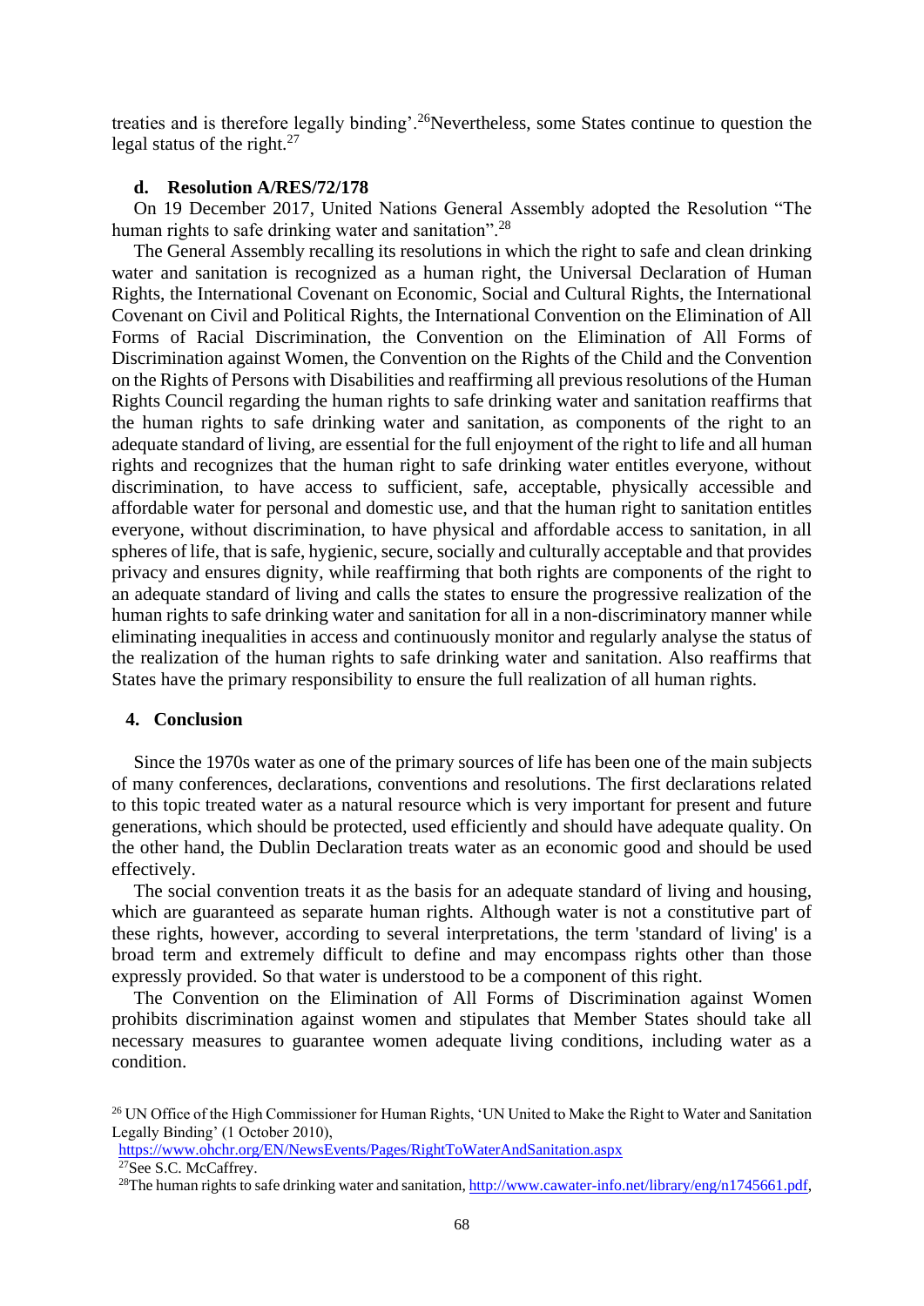treaties and is therefore legally binding'.[26]Nevertheless, some States continue to question the legal status of the right.[27]

### d. Resolution A/RES/72/178

On 19 December 2017, United Nations General Assembly adopted the Resolution "The human rights to safe drinking water and sanitation".[28]

The General Assembly recalling its resolutions in which the right to safe and clean drinking water and sanitation is recognized as a human right, the Universal Declaration of Human Rights, the International Covenant on Economic, Social and Cultural Rights, the International Covenant on Civil and Political Rights, the International Convention on the Elimination of All Forms of Racial Discrimination, the Convention on the Elimination of All Forms of Discrimination against Women, the Convention on the Rights of the Child and the Convention on the Rights of Persons with Disabilities and reaffirming all previous resolutions of the Human Rights Council regarding the human rights to safe drinking water and sanitation reaffirms that the human rights to safe drinking water and sanitation, as components of the right to an adequate standard of living, are essential for the full enjoyment of the right to life and all human rights and recognizes that the human right to safe drinking water entitles everyone, without discrimination, to have access to sufficient, safe, acceptable, physically accessible and affordable water for personal and domestic use, and that the human right to sanitation entitles everyone, without discrimination, to have physical and affordable access to sanitation, in all spheres of life, that is safe, hygienic, secure, socially and culturally acceptable and that provides privacy and ensures dignity, while reaffirming that both rights are components of the right to an adequate standard of living and calls the states to ensure the progressive realization of the human rights to safe drinking water and sanitation for all in a non-discriminatory manner while eliminating inequalities in access and continuously monitor and regularly analyse the status of the realization of the human rights to safe drinking water and sanitation. Also reaffirms that States have the primary responsibility to ensure the full realization of all human rights.

## 4. Conclusion

Since the 1970s water as one of the primary sources of life has been one of the main subjects of many conferences, declarations, conventions and resolutions. The first declarations related to this topic treated water as a natural resource which is very important for present and future generations, which should be protected, used efficiently and should have adequate quality. On the other hand, the Dublin Declaration treats water as an economic good and should be used effectively.

The social convention treats it as the basis for an adequate standard of living and housing, which are guaranteed as separate human rights. Although water is not a constitutive part of these rights, however, according to several interpretations, the term 'standard of living' is a broad term and extremely difficult to define and may encompass rights other than those expressly provided. So that water is understood to be a component of this right.

The Convention on the Elimination of All Forms of Discrimination against Women prohibits discrimination against women and stipulates that Member States should take all necessary measures to guarantee women adequate living conditions, including water as a condition.

[26] UN Office of the High Commissioner for Human Rights, 'UN United to Make the Right to Water and Sanitation Legally Binding' (1 October 2010), https://www.ohchr.org/EN/NewsEvents/Pages/RightToWaterAndSanitation.aspx

[27]See S.C. McCaffrey.

[28]The human rights to safe drinking water and sanitation, http://www.cawater-info.net/library/eng/n1745661.pdf,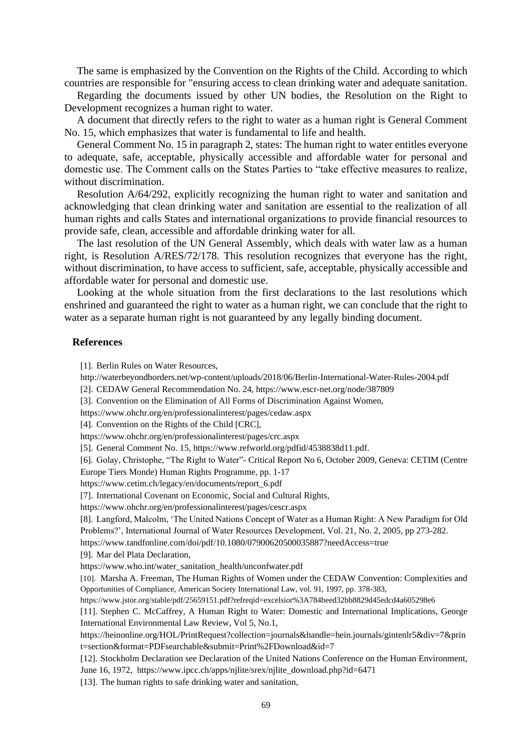The same is emphasized by the Convention on the Rights of the Child. According to which countries are responsible for "ensuring access to clean drinking water and adequate sanitation.

Regarding the documents issued by other UN bodies, the Resolution on the Right to Development recognizes a human right to water.

A document that directly refers to the right to water as a human right is General Comment No. 15, which emphasizes that water is fundamental to life and health.

General Comment No. 15 in paragraph 2, states: The human right to water entitles everyone to adequate, safe, acceptable, physically accessible and affordable water for personal and domestic use. The Comment calls on the States Parties to "take effective measures to realize, without discrimination.

Resolution A/64/292, explicitly recognizing the human right to water and sanitation and acknowledging that clean drinking water and sanitation are essential to the realization of all human rights and calls States and international organizations to provide financial resources to provide safe, clean, accessible and affordable drinking water for all.

The last resolution of the UN General Assembly, which deals with water law as a human right, is Resolution A/RES/72/178. This resolution recognizes that everyone has the right, without discrimination, to have access to sufficient, safe, acceptable, physically accessible and affordable water for personal and domestic use.

Looking at the whole situation from the first declarations to the last resolutions which enshrined and guaranteed the right to water as a human right, we can conclude that the right to water as a separate human right is not guaranteed by any legally binding document.

## References

[1]. Berlin Rules on Water Resources, http://waterbeyondborders.net/wp-content/uploads/2018/06/Berlin-International-Water-Rules-2004.pdf

[2]. CEDAW General Recommendation No. 24, https://www.escr-net.org/node/387809

[3]. Convention on the Elimination of All Forms of Discrimination Against Women, https://www.ohchr.org/en/professionalinterest/pages/cedaw.aspx

[4]. Convention on the Rights of the Child [CRC], https://www.ohchr.org/en/professionalinterest/pages/crc.aspx

[5]. General Comment No. 15, https://www.refworld.org/pdfid/4538838d11.pdf.

[6]. Golay, Christophe, "The Right to Water"- Critical Report No 6, October 2009, Geneva: CETIM (Centre Europe Tiers Monde) Human Rights Programme, pp. 1-17 https://www.cetim.ch/legacy/en/documents/report_6.pdf

[7]. International Covenant on Economic, Social and Cultural Rights, https://www.ohchr.org/en/professionalinterest/pages/cescr.aspx

[8]. Langford, Malcolm, 'The United Nations Concept of Water as a Human Right: A New Paradigm for Old Problems?', International Journal of Water Resources Development, Vol. 21, No. 2, 2005, pp 273-282. https://www.tandfonline.com/doi/pdf/10.1080/07900620500035887?needAccess=true

[9]. Mar del Plata Declaration, https://www.who.int/water_sanitation_health/unconfwater.pdf

[10]. Marsha A. Freeman, The Human Rights of Women under the CEDAW Convention: Complexities and Opportunities of Compliance, American Society International Law, vol. 91, 1997, pp. 378-383, https://www.jstor.org/stable/pdf/25659151.pdf?refreqid=excelsior%3A784beed32bb8829d45edcd4a605298e6

[11]. Stephen C. McCaffrey, A Human Right to Water: Domestic and International Implications, George International Environmental Law Review, Vol 5, No.1, https://heinonline.org/HOL/PrintRequest?collection=journals&handle=hein.journals/gintenlr5&div=7&print=section&format=PDFsearchable&submit=Print%2FDownload&id=7

[12]. Stockholm Declaration see Declaration of the United Nations Conference on the Human Environment, June 16, 1972, https://www.ipcc.ch/apps/njlite/srex/njlite_download.php?id=6471

[13]. The human rights to safe drinking water and sanitation,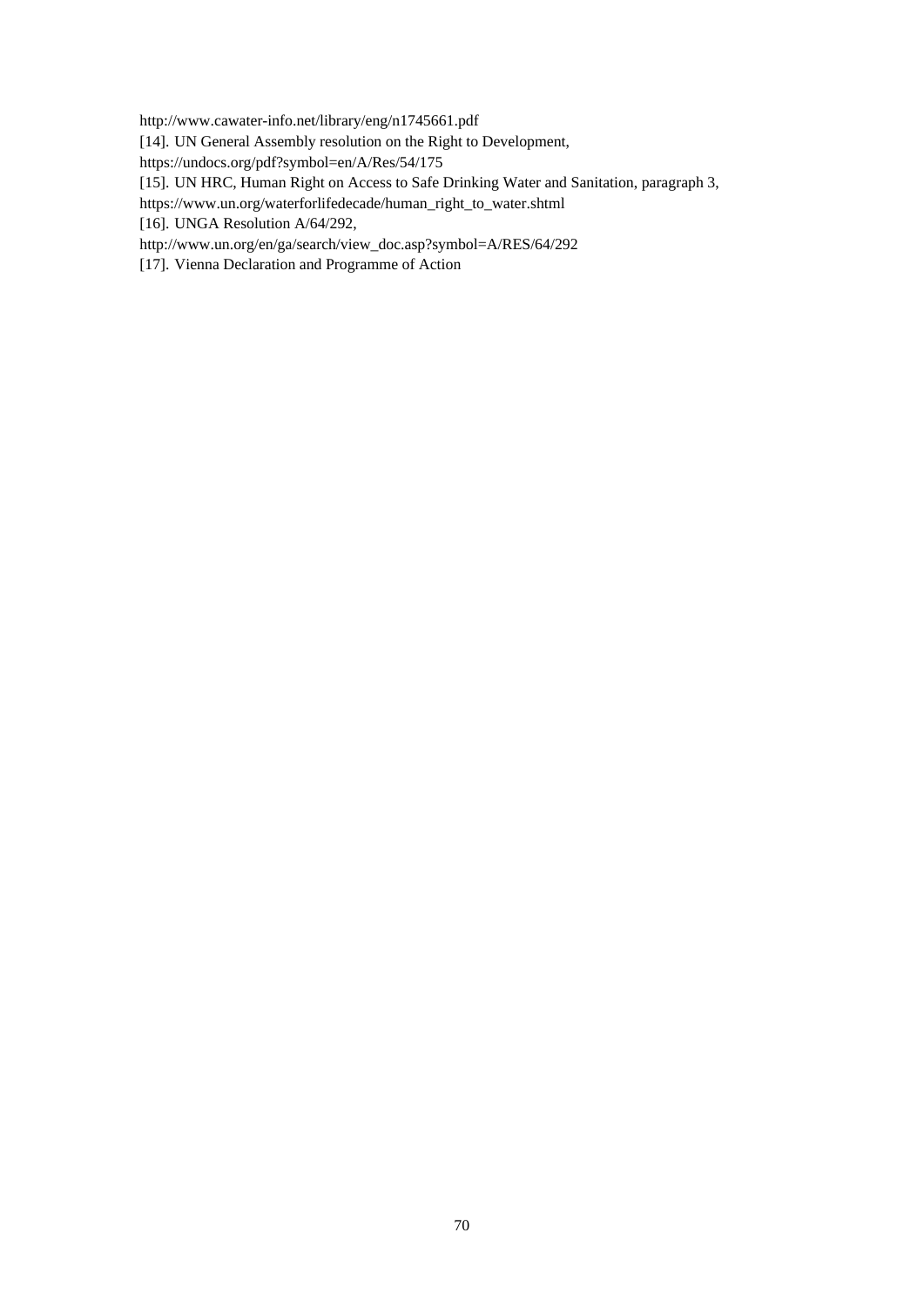http://www.cawater-info.net/library/eng/n1745661.pdf

[14]. UN General Assembly resolution on the Right to Development,

https://undocs.org/pdf?symbol=en/A/Res/54/175

[15]. UN HRC, Human Right on Access to Safe Drinking Water and Sanitation, paragraph 3,

https://www.un.org/waterforlifedecade/human_right_to_water.shtml

[16]. UNGA Resolution A/64/292,

http://www.un.org/en/ga/search/view_doc.asp?symbol=A/RES/64/292

[17]. Vienna Declaration and Programme of Action